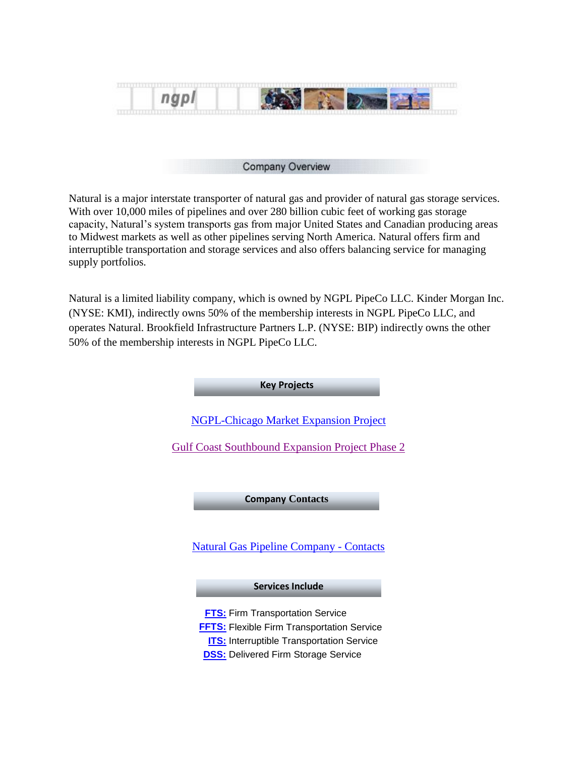ngpl

## Company Overview

Natural is a major interstate transporter of natural gas and provider of natural gas storage services. With over 10,000 miles of pipelines and over 280 billion cubic feet of working gas storage capacity, Natural's system transports gas from major United States and Canadian producing areas to Midwest markets as well as other pipelines serving North America. Natural offers firm and interruptible transportation and storage services and also offers balancing service for managing supply portfolios.

Natural is a limited liability company, which is owned by NGPL PipeCo LLC. Kinder Morgan Inc. (NYSE: KMI), indirectly owns 50% of the membership interests in NGPL PipeCo LLC, and operates Natural. Brookfield Infrastructure Partners L.P. (NYSE: BIP) indirectly owns the other 50% of the membership interests in NGPL PipeCo LLC.

## Key Projects

NGPL-Chicago Market Expansion Project

Gulf Coast Southbound Expansion Project Phase 2

## Company Contacts

Natural Gas Pipeline Company - Contacts

## Services Include

**FTS:** Firm Transportation Service
**FFTS:** Flexible Firm Transportation Service
**ITS:** Interruptible Transportation Service
**DSS:** Delivered Firm Storage Service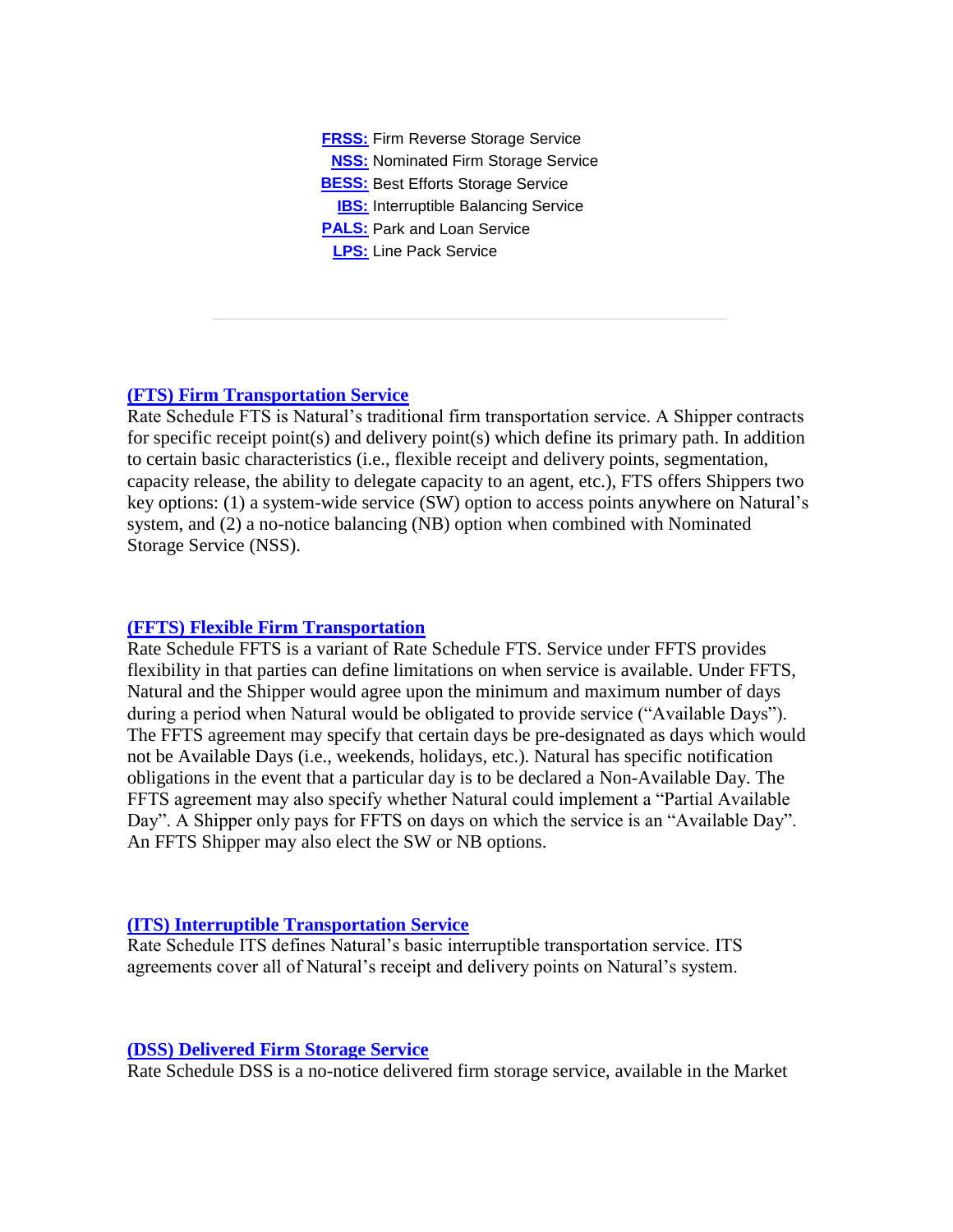**FRSS:** Firm Reverse Storage Service
**NSS:** Nominated Firm Storage Service
**BESS:** Best Efforts Storage Service
**IBS:** Interruptible Balancing Service
**PALS:** Park and Loan Service
**LPS:** Line Pack Service

---

## (FTS) Firm Transportation Service

Rate Schedule FTS is Natural's traditional firm transportation service. A Shipper contracts for specific receipt point(s) and delivery point(s) which define its primary path. In addition to certain basic characteristics (i.e., flexible receipt and delivery points, segmentation, capacity release, the ability to delegate capacity to an agent, etc.), FTS offers Shippers two key options: (1) a system-wide service (SW) option to access points anywhere on Natural's system, and (2) a no-notice balancing (NB) option when combined with Nominated Storage Service (NSS).

## (FFTS) Flexible Firm Transportation

Rate Schedule FFTS is a variant of Rate Schedule FTS. Service under FFTS provides flexibility in that parties can define limitations on when service is available. Under FFTS, Natural and the Shipper would agree upon the minimum and maximum number of days during a period when Natural would be obligated to provide service ("Available Days"). The FFTS agreement may specify that certain days be pre-designated as days which would not be Available Days (i.e., weekends, holidays, etc.). Natural has specific notification obligations in the event that a particular day is to be declared a Non-Available Day. The FFTS agreement may also specify whether Natural could implement a "Partial Available Day". A Shipper only pays for FFTS on days on which the service is an "Available Day". An FFTS Shipper may also elect the SW or NB options.

## (ITS) Interruptible Transportation Service

Rate Schedule ITS defines Natural's basic interruptible transportation service. ITS agreements cover all of Natural's receipt and delivery points on Natural's system.

## (DSS) Delivered Firm Storage Service

Rate Schedule DSS is a no-notice delivered firm storage service, available in the Market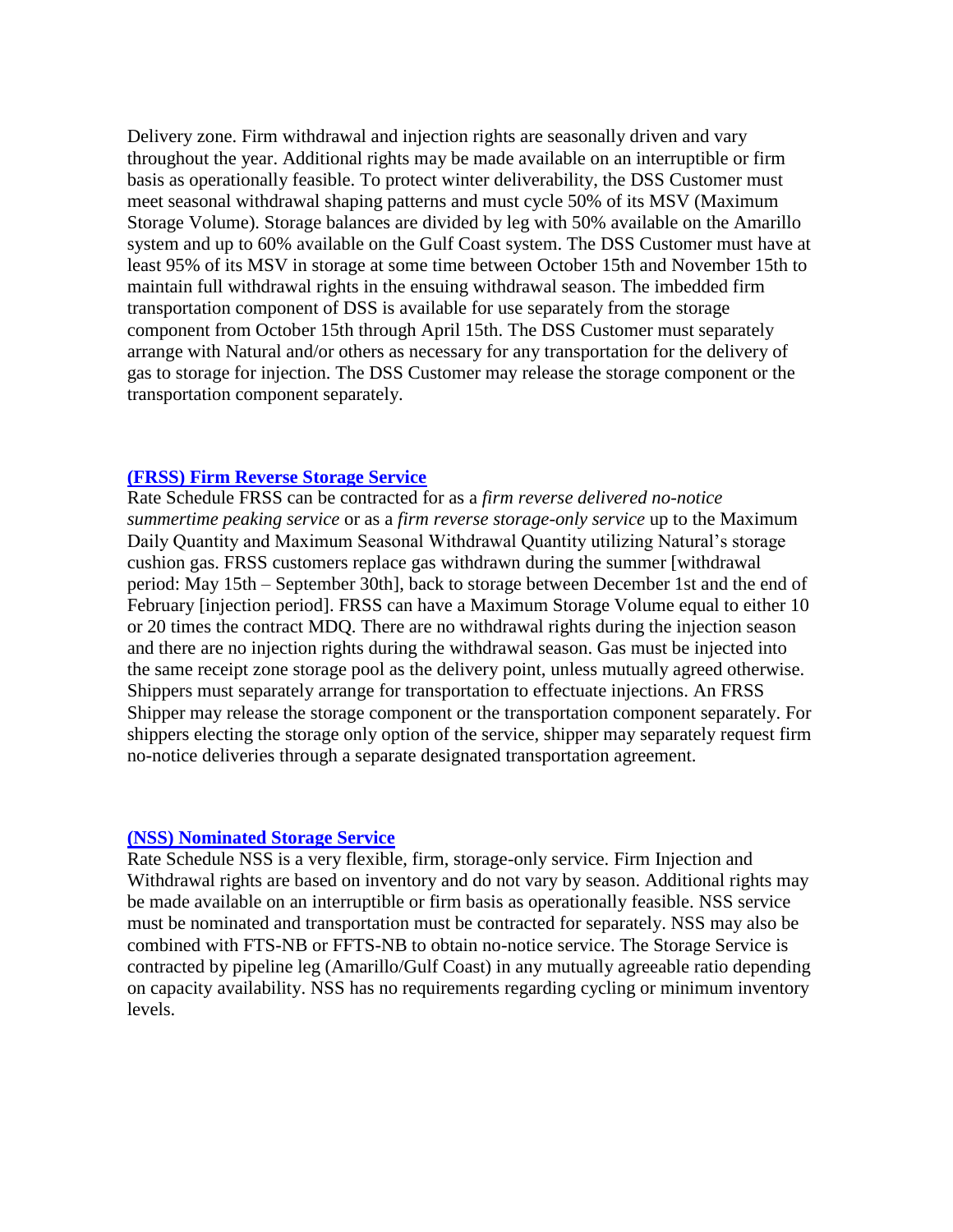Delivery zone. Firm withdrawal and injection rights are seasonally driven and vary throughout the year. Additional rights may be made available on an interruptible or firm basis as operationally feasible. To protect winter deliverability, the DSS Customer must meet seasonal withdrawal shaping patterns and must cycle 50% of its MSV (Maximum Storage Volume). Storage balances are divided by leg with 50% available on the Amarillo system and up to 60% available on the Gulf Coast system. The DSS Customer must have at least 95% of its MSV in storage at some time between October 15th and November 15th to maintain full withdrawal rights in the ensuing withdrawal season. The imbedded firm transportation component of DSS is available for use separately from the storage component from October 15th through April 15th. The DSS Customer must separately arrange with Natural and/or others as necessary for any transportation for the delivery of gas to storage for injection. The DSS Customer may release the storage component or the transportation component separately.

### (FRSS) Firm Reverse Storage Service

Rate Schedule FRSS can be contracted for as a *firm reverse delivered no-notice summertime peaking service* or as a *firm reverse storage-only service* up to the Maximum Daily Quantity and Maximum Seasonal Withdrawal Quantity utilizing Natural's storage cushion gas. FRSS customers replace gas withdrawn during the summer [withdrawal period: May 15th – September 30th], back to storage between December 1st and the end of February [injection period]. FRSS can have a Maximum Storage Volume equal to either 10 or 20 times the contract MDQ. There are no withdrawal rights during the injection season and there are no injection rights during the withdrawal season. Gas must be injected into the same receipt zone storage pool as the delivery point, unless mutually agreed otherwise. Shippers must separately arrange for transportation to effectuate injections. An FRSS Shipper may release the storage component or the transportation component separately. For shippers electing the storage only option of the service, shipper may separately request firm no-notice deliveries through a separate designated transportation agreement.

### (NSS) Nominated Storage Service

Rate Schedule NSS is a very flexible, firm, storage-only service. Firm Injection and Withdrawal rights are based on inventory and do not vary by season. Additional rights may be made available on an interruptible or firm basis as operationally feasible. NSS service must be nominated and transportation must be contracted for separately. NSS may also be combined with FTS-NB or FFTS-NB to obtain no-notice service. The Storage Service is contracted by pipeline leg (Amarillo/Gulf Coast) in any mutually agreeable ratio depending on capacity availability. NSS has no requirements regarding cycling or minimum inventory levels.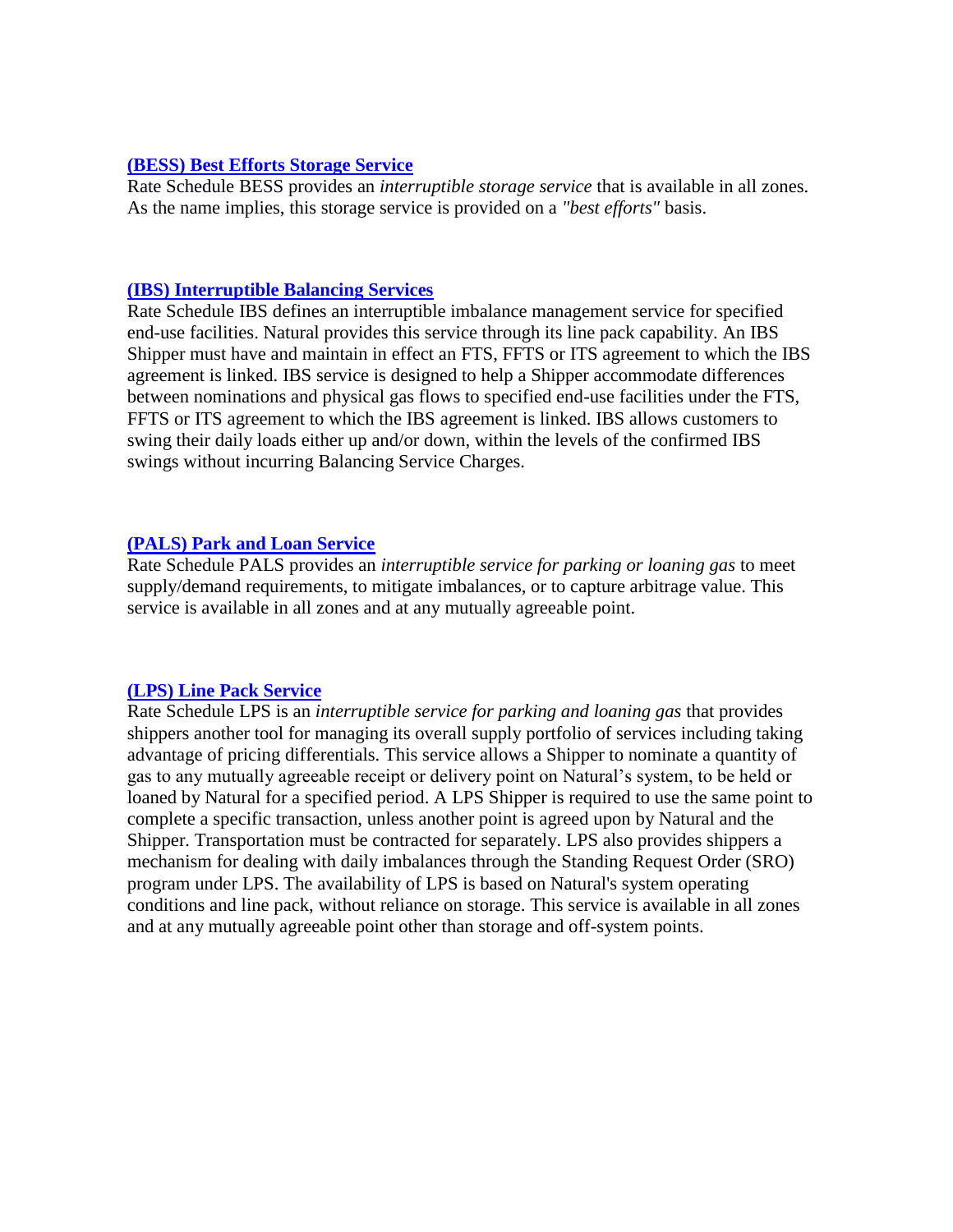**(BESS) Best Efforts Storage Service**

Rate Schedule BESS provides an *interruptible storage service* that is available in all zones. As the name implies, this storage service is provided on a *"best efforts"* basis.

**(IBS) Interruptible Balancing Services**

Rate Schedule IBS defines an interruptible imbalance management service for specified end-use facilities. Natural provides this service through its line pack capability. An IBS Shipper must have and maintain in effect an FTS, FFTS or ITS agreement to which the IBS agreement is linked. IBS service is designed to help a Shipper accommodate differences between nominations and physical gas flows to specified end-use facilities under the FTS, FFTS or ITS agreement to which the IBS agreement is linked. IBS allows customers to swing their daily loads either up and/or down, within the levels of the confirmed IBS swings without incurring Balancing Service Charges.

**(PALS) Park and Loan Service**

Rate Schedule PALS provides an *interruptible service for parking or loaning gas* to meet supply/demand requirements, to mitigate imbalances, or to capture arbitrage value. This service is available in all zones and at any mutually agreeable point.

**(LPS) Line Pack Service**

Rate Schedule LPS is an *interruptible service for parking and loaning gas* that provides shippers another tool for managing its overall supply portfolio of services including taking advantage of pricing differentials. This service allows a Shipper to nominate a quantity of gas to any mutually agreeable receipt or delivery point on Natural's system, to be held or loaned by Natural for a specified period. A LPS Shipper is required to use the same point to complete a specific transaction, unless another point is agreed upon by Natural and the Shipper. Transportation must be contracted for separately. LPS also provides shippers a mechanism for dealing with daily imbalances through the Standing Request Order (SRO) program under LPS. The availability of LPS is based on Natural's system operating conditions and line pack, without reliance on storage. This service is available in all zones and at any mutually agreeable point other than storage and off-system points.